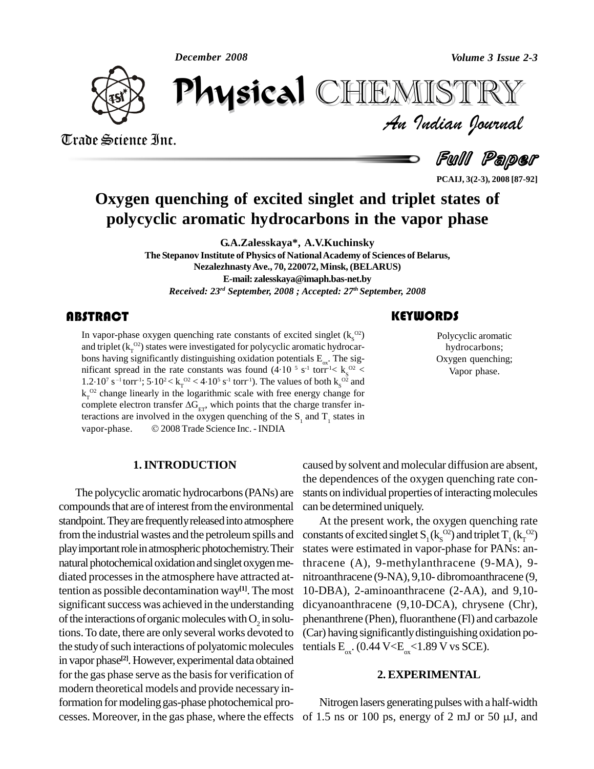# Oxygen quenching of excited singlet and triplet states of polycyclic aromatic hydrocarbons in the vapor phase

**G.A.Zalesskaya\*, A.V.Kuchinsky**

**The Stepanov Institute of Physics of National Academy of Sciences of Belarus, Nezalezhnasty Ave., 70, 220072, Minsk, (BELARUS)**

**E-mail: zalesskaya@imaph.bas-net.by**

*Received: 23rd September, 2008 ; Accepted: 27th September, 2008*

## ABSTRACT

In vapor-phase oxygen quenching rate constants of excited singlet ($k_S^{O2}$) and triplet ($k_T^{O2}$) states were investigated for polycyclic aromatic hydrocarbons having significantly distinguishing oxidation potentials $E_{ox}$. The significant spread in the rate constants was found ($4{\cdot}10^5$ s$^{-1}$ torr$^{-1}$ < $k_S^{O2}$ < $1.2{\cdot}10^7$ s$^{-1}$ torr$^{-1}$; $5{\cdot}10^2$ < $k_T^{O2}$ < $4{\cdot}10^5$ s$^{-1}$ torr$^{-1}$). The values of both $k_S^{O2}$ and $k_T^{O2}$ change linearly in the logarithmic scale with free energy change for complete electron transfer $\Delta G_{ET}$, which points that the charge transfer interactions are involved in the oxygen quenching of the $S_1$ and $T_1$ states in vapor-phase. © 2008 Trade Science Inc. - INDIA

## KEYWORDS

Polycyclic aromatic hydrocarbons;
Oxygen quenching;
Vapor phase.

## 1. INTRODUCTION

The polycyclic aromatic hydrocarbons (PANs) are compounds that are of interest from the environmental standpoint. They are frequently released into atmosphere from the industrial wastes and the petroleum spills and play important role in atmospheric photochemistry. Their natural photochemical oxidation and singlet oxygen mediated processes in the atmosphere have attracted attention as possible decontamination way[1]. The most significant success was achieved in the understanding of the interactions of organic molecules with $O_2$ in solutions. To date, there are only several works devoted to the study of such interactions of polyatomic molecules in vapor phase[2]. However, experimental data obtained for the gas phase serve as the basis for verification of modern theoretical models and provide necessary information for modeling gas-phase photochemical processes. Moreover, in the gas phase, where the effects caused by solvent and molecular diffusion are absent, the dependences of the oxygen quenching rate constants on individual properties of interacting molecules can be determined uniquely.

At the present work, the oxygen quenching rate constants of excited singlet $S_1$ ($k_S^{O2}$) and triplet $T_1$ ($k_T^{O2}$) states were estimated in vapor-phase for PANs: anthracene (A), 9-methylanthracene (9-MA), 9-nitroanthracene (9-NA), 9,10- dibromoanthracene (9, 10-DBA), 2-aminoanthracene (2-AA), and 9,10-dicyanoanthracene (9,10-DCA), chrysene (Chr), phenanthrene (Phen), fluoranthene (Fl) and carbazole (Car) having significantly distinguishing oxidation potentials $E_{ox}$. (0.44 V<$E_{ox}$<1.89 V vs SCE).

## 2. EXPERIMENTAL

Nitrogen lasers generating pulses with a half-width of 1.5 ns or 100 ps, energy of 2 mJ or 50 μJ, and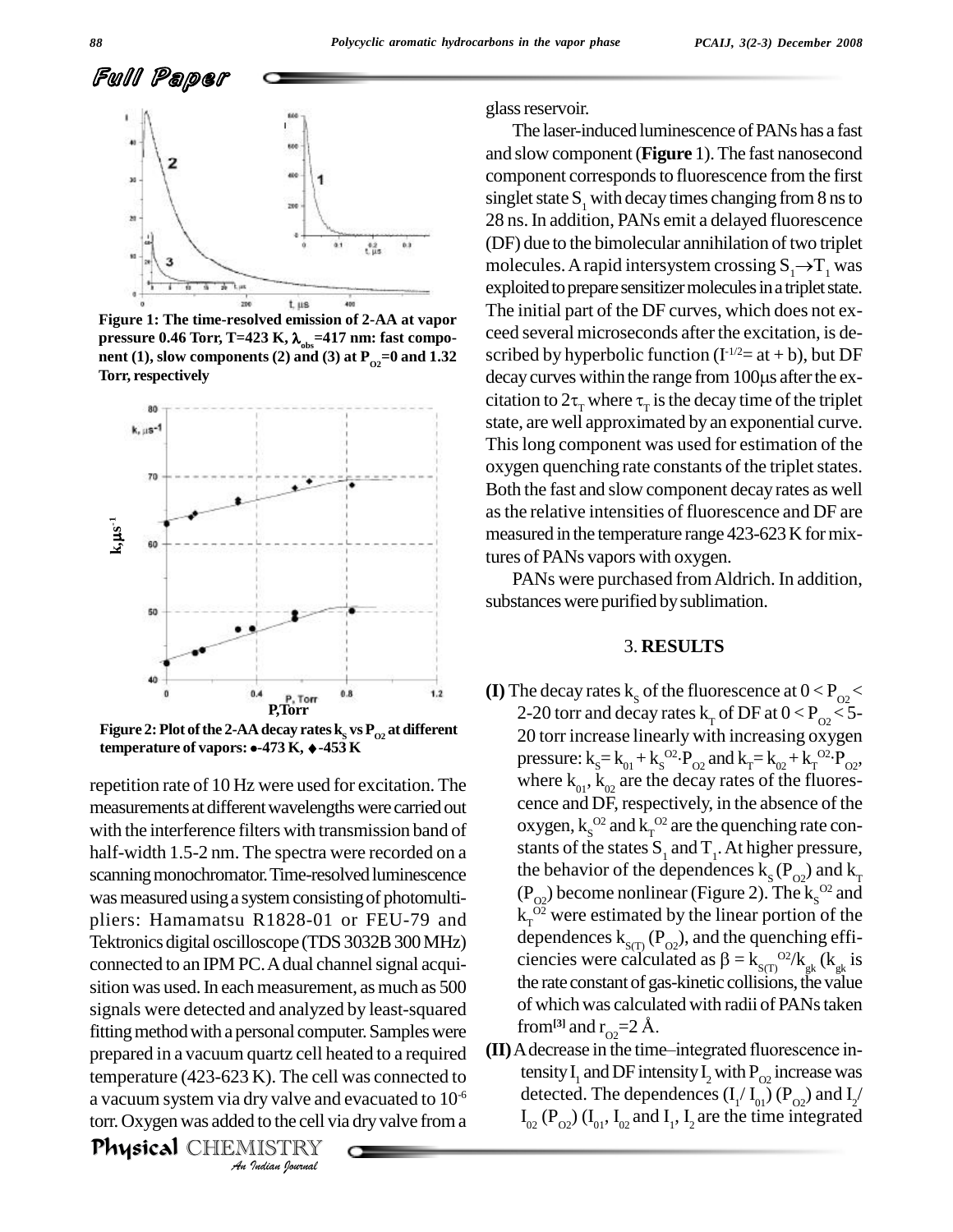Figure 1: The time-resolved emission of 2-AA at vapor pressure 0.46 Torr, T=423 K, $\lambda_{obs}$=417 nm: fast component (1), slow components (2) and (3) at $P_{O2}$=0 and 1.32 Torr, respectively

Figure 2: Plot of the 2-AA decay rates $k_S$ vs $P_{O2}$ at different temperature of vapors: ●-473 K, ♦-453 K

repetition rate of 10 Hz were used for excitation. The measurements at different wavelengths were carried out with the interference filters with transmission band of half-width 1.5-2 nm. The spectra were recorded on a scanning monochromator. Time-resolved luminescence was measured using a system consisting of photomultipliers: Hamamatsu R1828-01 or FEU-79 and Tektronics digital oscilloscope (TDS 3032B 300 MHz) connected to an IPM PC. A dual channel signal acquisition was used. In each measurement, as much as 500 signals were detected and analyzed by least-squared fitting method with a personal computer. Samples were prepared in a vacuum quartz cell heated to a required temperature (423-623 K). The cell was connected to a vacuum system via dry valve and evacuated to $10^{-6}$ torr. Oxygen was added to the cell via dry valve from a glass reservoir.

The laser-induced luminescence of PANs has a fast and slow component (**Figure** 1). The fast nanosecond component corresponds to fluorescence from the first singlet state $S_1$ with decay times changing from 8 ns to 28 ns. In addition, PANs emit a delayed fluorescence (DF) due to the bimolecular annihilation of two triplet molecules. A rapid intersystem crossing $S_1 \rightarrow T_1$ was exploited to prepare sensitizer molecules in a triplet state. The initial part of the DF curves, which does not exceed several microseconds after the excitation, is described by hyperbolic function ($I^{-1/2}$= at + b), but DF decay curves within the range from 100μs after the excitation to $2\tau_T$ where $\tau_T$ is the decay time of the triplet state, are well approximated by an exponential curve. This long component was used for estimation of the oxygen quenching rate constants of the triplet states. Both the fast and slow component decay rates as well as the relative intensities of fluorescence and DF are measured in the temperature range 423-623 K for mixtures of PANs vapors with oxygen.

PANs were purchased from Aldrich. In addition, substances were purified by sublimation.

### 3. RESULTS

**(I)** The decay rates $k_S$ of the fluorescence at $0 < P_{O2} <$ 2-20 torr and decay rates $k_T$ of DF at $0 < P_{O2} <$ 5-20 torr increase linearly with increasing oxygen pressure: $k_S = k_{01} + k_S^{O2} \cdot P_{O2}$ and $k_T = k_{02} + k_T^{O2} \cdot P_{O2}$, where $k_{01}$, $k_{02}$ are the decay rates of the fluorescence and DF, respectively, in the absence of the oxygen, $k_S^{O2}$ and $k_T^{O2}$ are the quenching rate constants of the states $S_1$ and $T_1$. At higher pressure, the behavior of the dependences $k_S(P_{O2})$ and $k_T(P_{O2})$ become nonlinear (Figure 2). The $k_S^{O2}$ and $k_T^{O2}$ were estimated by the linear portion of the dependences $k_{S(T)}(P_{O2})$, and the quenching efficiencies were calculated as $\beta = k_{S(T)}^{O2}/k_{gk}$ ($k_{gk}$ is the rate constant of gas-kinetic collisions, the value of which was calculated with radii of PANs taken from[3] and $r_{O2}$=2 Å.

**(II)** A decrease in the time–integrated fluorescence intensity $I_1$ and DF intensity $I_2$ with $P_{O2}$ increase was detected. The dependences $(I_1/I_{01})(P_{O2})$ and $I_2/I_{02}(P_{O2})$ ($I_{01}$, $I_{02}$ and $I_1$, $I_2$ are the time integrated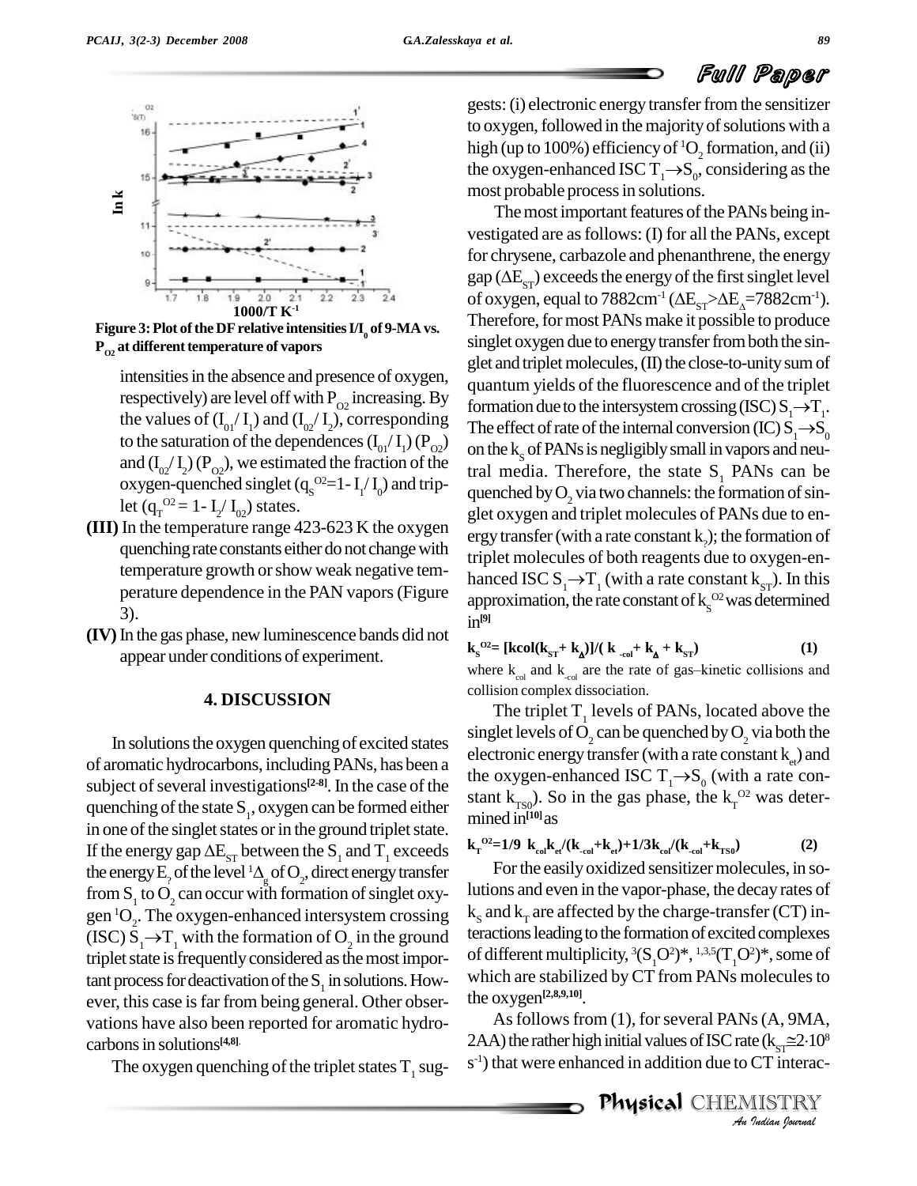Figure 3: Plot of the DF relative intensities $I/I_0$ of 9-MA vs. $P_{O2}$ at different temperature of vapors

intensities in the absence and presence of oxygen, respectively) are level off with $P_{O2}$ increasing. By the values of $(I_{01}/I_1)$ and $(I_{02}/I_2)$, corresponding to the saturation of the dependences $(I_{01}/I_1)(P_{O2})$ and $(I_{02}/I_2)(P_{O2})$, we estimated the fraction of the oxygen-quenched singlet ($q_S^{O2}=1-I_1/I_0$) and triplet ($q_T^{O2}=1-I_2/I_{02}$) states.

**(III)** In the temperature range 423-623 K the oxygen quenching rate constants either do not change with temperature growth or show weak negative temperature dependence in the PAN vapors (Figure 3).

**(IV)** In the gas phase, new luminescence bands did not appear under conditions of experiment.

## 4. DISCUSSION

In solutions the oxygen quenching of excited states of aromatic hydrocarbons, including PANs, has been a subject of several investigations[2-8]. In the case of the quenching of the state $S_1$, oxygen can be formed either in one of the singlet states or in the ground triplet state. If the energy gap $\Delta E_{ST}$ between the $S_1$ and $T_1$ exceeds the energy $E_?$ of the level ${}^1\Delta_g$ of $O_2$, direct energy transfer from $S_1$ to $O_2$ can occur with formation of singlet oxygen ${}^1O_2$. The oxygen-enhanced intersystem crossing (ISC) $S_1 \rightarrow T_1$ with the formation of $O_2$ in the ground triplet state is frequently considered as the most important process for deactivation of the $S_1$ in solutions. However, this case is far from being general. Other observations have also been reported for aromatic hydrocarbons in solutions[4,8].

The oxygen quenching of the triplet states $T_1$ suggests: (i) electronic energy transfer from the sensitizer to oxygen, followed in the majority of solutions with a high (up to 100%) efficiency of ${}^1O_2$ formation, and (ii) the oxygen-enhanced ISC $T_1 \rightarrow S_0$, considering as the most probable process in solutions.

The most important features of the PANs being investigated are as follows: (I) for all the PANs, except for chrysene, carbazole and phenanthrene, the energy gap ($\Delta E_{ST}$) exceeds the energy of the first singlet level of oxygen, equal to 7882cm$^{-1}$ ($\Delta E_{ST} > \Delta E_{\Delta} = 7882$cm$^{-1}$). Therefore, for most PANs make it possible to produce singlet oxygen due to energy transfer from both the singlet and triplet molecules, (II) the close-to-unity sum of quantum yields of the fluorescence and of the triplet formation due to the intersystem crossing (ISC) $S_1 \rightarrow T_1$. The effect of rate of the internal conversion (IC) $S_1 \rightarrow S_0$ on the $k_S$ of PANs is negligibly small in vapors and neutral media. Therefore, the state $S_1$ PANs can be quenched by $O_2$ via two channels: the formation of singlet oxygen and triplet molecules of PANs due to energy transfer (with a rate constant $k_?$); the formation of triplet molecules of both reagents due to oxygen-enhanced ISC $S_1 \rightarrow T_1$ (with a rate constant $k_{ST}$). In this approximation, the rate constant of $k_S^{O2}$ was determined in[9]

$$k_S^{O2} = [k_{col}(k_{ST} + k_{\Delta})]/(k_{-col} + k_{\Delta} + k_{ST}) \qquad (1)$$

where $k_{col}$ and $k_{-col}$ are the rate of gas–kinetic collisions and collision complex dissociation.

The triplet $T_1$ levels of PANs, located above the singlet levels of $O_2$ can be quenched by $O_2$ via both the electronic energy transfer (with a rate constant $k_{et}$) and the oxygen-enhanced ISC $T_1 \rightarrow S_0$ (with a rate constant $k_{TS0}$). So in the gas phase, the $k_T^{O2}$ was determined in[10] as

$$k_T^{O2} = 1/9\ k_{col}k_{et}/(k_{-col} + k_{et}) + 1/3k_{col}/(k_{-col} + k_{TS0}) \qquad (2)$$

For the easily oxidized sensitizer molecules, in solutions and even in the vapor-phase, the decay rates of $k_S$ and $k_T$ are affected by the charge-transfer (CT) interactions leading to the formation of excited complexes of different multiplicity, ${}^3(S_1O^2)^*$, ${}^{1,3,5}(T_1O^2)^*$, some of which are stabilized by CT from PANs molecules to the oxygen[2,8,9,10].

As follows from (1), for several PANs (A, 9MA, 2AA) the rather high initial values of ISC rate ($k_{ST} \cong 2 \cdot 10^8$ s$^{-1}$) that were enhanced in addition due to CT interac-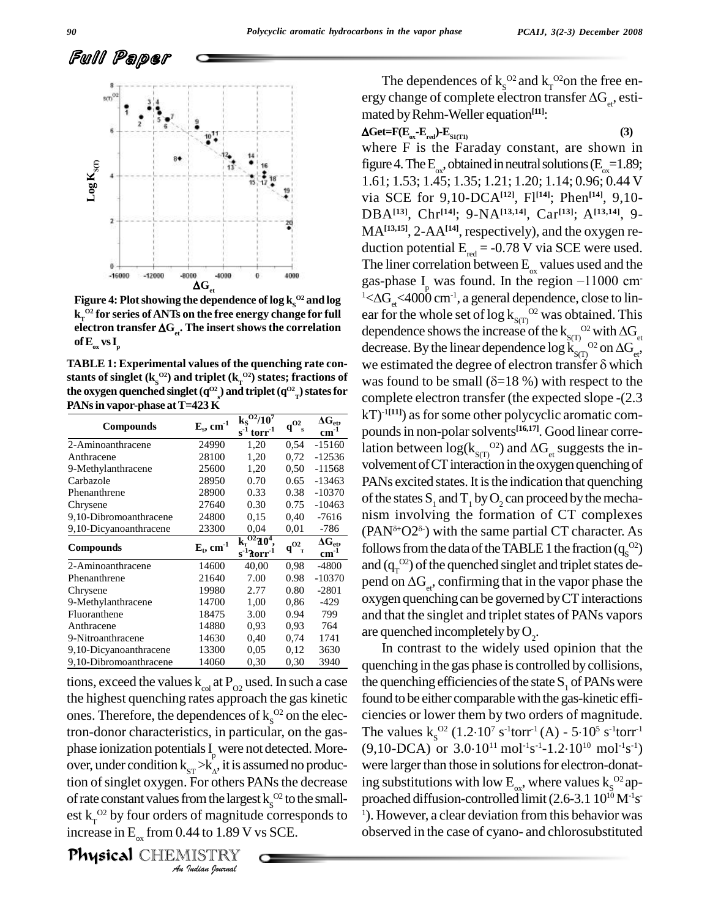## Full Paper

Figure 4: Plot showing the dependence of log $k_S^{O2}$ and log $k_T^{O2}$ for series of ANTs on the free energy change for full electron transfer $\Delta G_{et}$. The insert shows the correlation of $E_{ox}$ vs $I_p$

TABLE 1: Experimental values of the quenching rate constants of singlet ($k_S^{O2}$) and triplet ($k_T^{O2}$) states; fractions of the oxygen quenched singlet ($q^{O2}_s$) and triplet ($q^{O2}_T$) states for PANs in vapor-phase at T=423 K

| Compounds | $E_s$, $cm^{-1}$ | $k_S^{O2}/10^7$ $s^{-1}$ $torr^{-1}$ | $q^{O2}_s$ | $\Delta G_{et}$, $cm^{-1}$ |
|---|---|---|---|---|
| 2-Aminoanthracene | 24990 | 1,20 | 0,54 | -15160 |
| Anthracene | 28100 | 1,20 | 0,72 | -12536 |
| 9-Methylanthracene | 25600 | 1,20 | 0,50 | -11568 |
| Carbazole | 28950 | 0.70 | 0.65 | -13463 |
| Phenanthrene | 28900 | 0.33 | 0.38 | -10370 |
| Chrysene | 27640 | 0.30 | 0.75 | -10463 |
| 9,10-Dibromoanthracene | 24800 | 0,15 | 0,40 | -7616 |
| 9,10-Dicyanoanthracene | 23300 | 0,04 | 0,01 | -786 |
| **Compounds** | **$E_t$, $cm^{-1}$** | **$k_T^{O2}/10^4$, $s^{-1}$ $torr^{-1}$** | **$q^{O2}_T$** | **$\Delta G_{et}$, $cm^{-1}$** |
| 2-Aminoanthracene | 14600 | 40,00 | 0,98 | -4800 |
| Phenanthrene | 21640 | 7.00 | 0.98 | -10370 |
| Chrysene | 19980 | 2.77 | 0.80 | -2801 |
| 9-Methylanthracene | 14700 | 1,00 | 0,86 | -429 |
| Fluoranthene | 18475 | 3.00 | 0.94 | 799 |
| Anthracene | 14880 | 0,93 | 0,93 | 764 |
| 9-Nitroanthracene | 14630 | 0,40 | 0,74 | 1741 |
| 9,10-Dicyanoanthracene | 13300 | 0,05 | 0,12 | 3630 |
| 9,10-Dibromoanthracene | 14060 | 0,30 | 0,30 | 3940 |

tions, exceed the values $k_{col}$ at $P_{O2}$ used. In such a case the highest quenching rates approach the gas kinetic ones. Therefore, the dependences of $k_S^{O2}$ on the electron-donor characteristics, in particular, on the gas-phase ionization potentials $I_p$ were not detected. Moreover, under condition $k_{ST} > k_{\Delta}$, it is assumed no production of singlet oxygen. For others PANs the decrease of rate constant values from the largest $k_S^{O2}$ to the smallest $k_T^{O2}$ by four orders of magnitude corresponds to increase in $E_{ox}$ from 0.44 to 1.89 V vs SCE.

The dependences of $k_S^{O2}$ and $k_T^{O2}$ on the free energy change of complete electron transfer $\Delta G_{et}$, estimated by Rehm-Weller equation[11]:

$$\Delta G_{et} = F(E_{ox} - E_{red}) - E_{S1(T1)} \tag{3}$$

where F is the Faraday constant, are shown in figure 4. The $E_{ox}$, obtained in neutral solutions ($E_{ox}$=1.89; 1.61; 1.53; 1.45; 1.35; 1.21; 1.20; 1.14; 0.96; 0.44 V via SCE for 9,10-DCA[12], Fl[14]; Phen[14], 9,10-DBA[13], Chr[14]; 9-NA[13,14], Car[13]; A[13,14], 9-MA[13,15], 2-AA[14], respectively), and the oxygen reduction potential $E_{red}$ = -0.78 V via SCE were used. The liner correlation between $E_{ox}$ values used and the gas-phase $I_p$ was found. In the region $-11000$ $cm^{-1} < \Delta G_{et} < 4000$ $cm^{-1}$, a general dependence, close to linear for the whole set of log $k_{S(T)}^{O2}$ was obtained. This dependence shows the increase of the $k_{S(T)}^{O2}$ with $\Delta G_{et}$ decrease. By the linear dependence log $k_{S(T)}^{O2}$ on $\Delta G_{et}$, we estimated the degree of electron transfer $\delta$ which was found to be small ($\delta$=18 %) with respect to the complete electron transfer (the expected slope $-(2.3\ kT)^{-1}$[11]) as for some other polycyclic aromatic compounds in non-polar solvents[16,17]. Good linear correlation between $\log(k_{S(T)}^{O2})$ and $\Delta G_{et}$ suggests the involvement of CT interaction in the oxygen quenching of PANs excited states. It is the indication that quenching of the states $S_1$ and $T_1$ by $O_2$ can proceed by the mechanism involving the formation of CT complexes ($PAN^{\delta+}O2^{\delta-}$) with the same partial CT character. As follows from the data of the TABLE 1 the fraction ($q_S^{O2}$) and ($q_T^{O2}$) of the quenched singlet and triplet states depend on $\Delta G_{et}$, confirming that in the vapor phase the oxygen quenching can be governed by CT interactions and that the singlet and triplet states of PANs vapors are quenched incompletely by $O_2$.

In contrast to the widely used opinion that the quenching in the gas phase is controlled by collisions, the quenching efficiencies of the state $S_1$ of PANs were found to be either comparable with the gas-kinetic efficiencies or lower them by two orders of magnitude. The values $k_S^{O2}$ ($1.2 \cdot 10^7$ $s^{-1}torr^{-1}$ (A) - $5 \cdot 10^5$ $s^{-1}torr^{-1}$ (9,10-DCA) or $3.0 \cdot 10^{11}$ $mol^{-1}s^{-1}$-$1.2 \cdot 10^{10}$ $mol^{-1}s^{-1}$) were larger than those in solutions for electron-donating substitutions with low $E_{ox}$, where values $k_S^{O2}$ approached diffusion-controlled limit ($2.6$-$3.1\ 10^{10}$ $M^{-1}s^{-1}$). However, a clear deviation from this behavior was observed in the case of cyano- and chlorosubstituted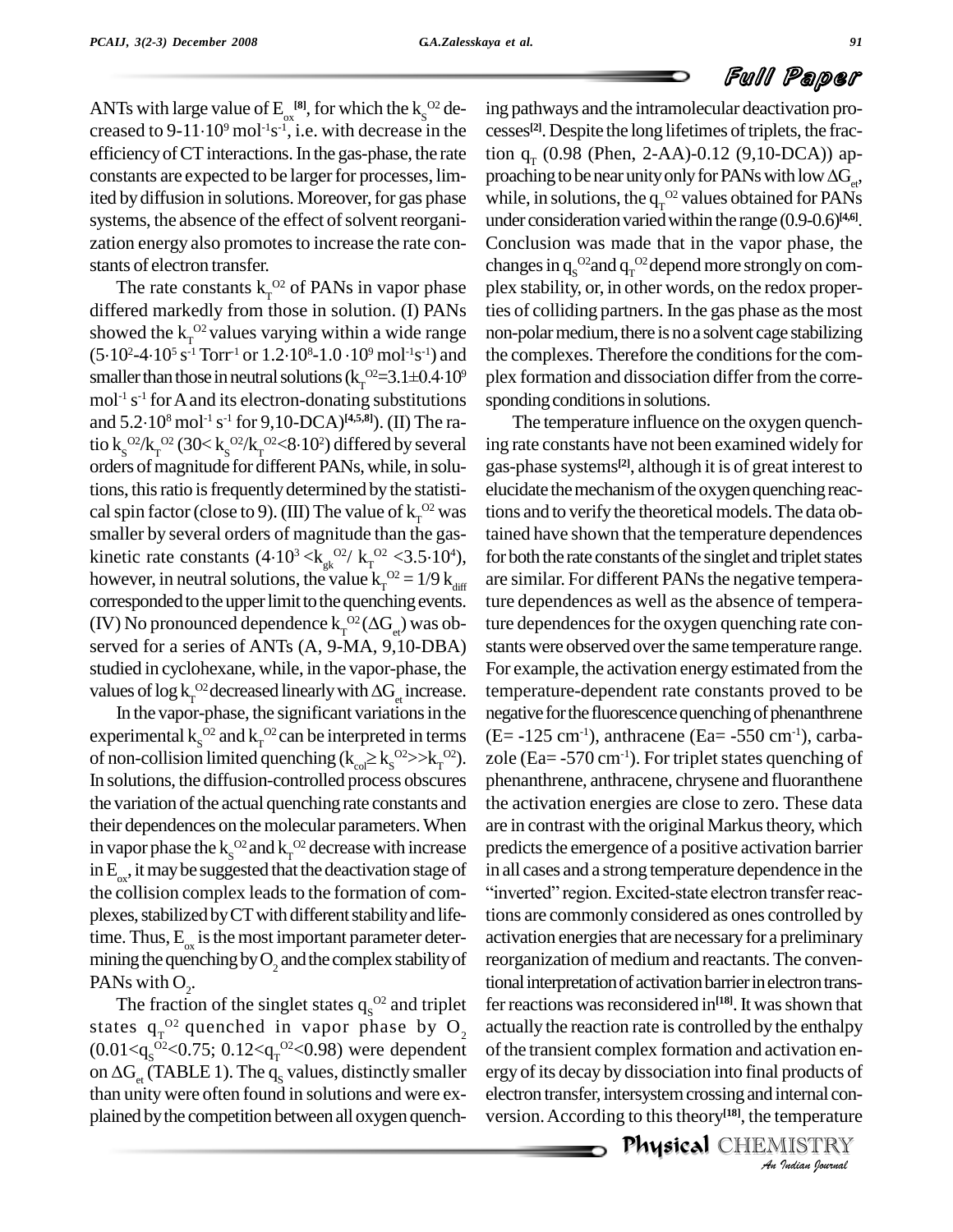ANTs with large value of $E_{ox}$[8], for which the $k_S^{O2}$ decreased to $9\text{-}11\cdot10^9$ $mol^{-1}s^{-1}$, i.e. with decrease in the efficiency of CT interactions. In the gas-phase, the rate constants are expected to be larger for processes, limited by diffusion in solutions. Moreover, for gas phase systems, the absence of the effect of solvent reorganization energy also promotes to increase the rate constants of electron transfer.

The rate constants $k_T^{O2}$ of PANs in vapor phase differed markedly from those in solution. (I) PANs showed the $k_T^{O2}$ values varying within a wide range ($5\cdot10^2\text{-}4\cdot10^5$ $s^{-1}$ $Torr^{-1}$ or $1.2\cdot10^8\text{-}1.0\cdot10^9$ $mol^{-1}s^{-1}$) and smaller than those in neutral solutions ($k_T^{O2}=3.1\pm0.4\cdot10^9$ $mol^{-1}$ $s^{-1}$ for A and its electron-donating substitutions and $5.2\cdot10^8$ $mol^{-1}$ $s^{-1}$ for 9,10-DCA)[4,5,8]). (II) The ratio $k_S^{O2}/k_T^{O2}$ ($30< k_S^{O2}/k_T^{O2}<8\cdot10^2$) differed by several orders of magnitude for different PANs, while, in solutions, this ratio is frequently determined by the statistical spin factor (close to 9). (III) The value of $k_T^{O2}$ was smaller by several orders of magnitude than the gas-kinetic rate constants ($4\cdot10^3 < k_{gk}^{O2}/\ k_T^{O2} < 3.5\cdot10^4$), however, in neutral solutions, the value $k_T^{O2} = 1/9\ k_{diff}$ corresponded to the upper limit to the quenching events. (IV) No pronounced dependence $k_T^{O2}(\Delta G_{et})$ was observed for a series of ANTs (A, 9-MA, 9,10-DBA) studied in cyclohexane, while, in the vapor-phase, the values of $\log k_T^{O2}$ decreased linearly with $\Delta G_{et}$ increase.

In the vapor-phase, the significant variations in the experimental $k_S^{O2}$ and $k_T^{O2}$ can be interpreted in terms of non-collision limited quenching ($k_{col}\geq k_S^{O2}>>k_T^{O2}$). In solutions, the diffusion-controlled process obscures the variation of the actual quenching rate constants and their dependences on the molecular parameters. When in vapor phase the $k_S^{O2}$ and $k_T^{O2}$ decrease with increase in $E_{ox}$, it may be suggested that the deactivation stage of the collision complex leads to the formation of complexes, stabilized by CT with different stability and lifetime. Thus, $E_{ox}$ is the most important parameter determining the quenching by $O_2$ and the complex stability of PANs with $O_2$.

The fraction of the singlet states $q_S^{O2}$ and triplet states $q_T^{O2}$ quenched in vapor phase by $O_2$ ($0.01<q_S^{O2}<0.75$; $0.12<q_T^{O2}<0.98$) were dependent on $\Delta G_{et}$ (TABLE 1). The $q_S$ values, distinctly smaller than unity were often found in solutions and were explained by the competition between all oxygen quenching pathways and the intramolecular deactivation processes[2]. Despite the long lifetimes of triplets, the fraction $q_T$ (0.98 (Phen, 2-AA)-0.12 (9,10-DCA)) approaching to be near unity only for PANs with low $\Delta G_{et}$, while, in solutions, the $q_T^{O2}$ values obtained for PANs under consideration varied within the range (0.9-0.6)[4,6]. Conclusion was made that in the vapor phase, the changes in $q_S^{O2}$ and $q_T^{O2}$ depend more strongly on complex stability, or, in other words, on the redox properties of colliding partners. In the gas phase as the most non-polar medium, there is no a solvent cage stabilizing the complexes. Therefore the conditions for the complex formation and dissociation differ from the corresponding conditions in solutions.

The temperature influence on the oxygen quenching rate constants have not been examined widely for gas-phase systems[2], although it is of great interest to elucidate the mechanism of the oxygen quenching reactions and to verify the theoretical models. The data obtained have shown that the temperature dependences for both the rate constants of the singlet and triplet states are similar. For different PANs the negative temperature dependences as well as the absence of temperature dependences for the oxygen quenching rate constants were observed over the same temperature range. For example, the activation energy estimated from the temperature-dependent rate constants proved to be negative for the fluorescence quenching of phenanthrene (E= -125 $cm^{-1}$), anthracene (Ea= -550 $cm^{-1}$), carbazole (Ea= -570 $cm^{-1}$). For triplet states quenching of phenanthrene, anthracene, chrysene and fluoranthene the activation energies are close to zero. These data are in contrast with the original Markus theory, which predicts the emergence of a positive activation barrier in all cases and a strong temperature dependence in the "inverted" region. Excited-state electron transfer reactions are commonly considered as ones controlled by activation energies that are necessary for a preliminary reorganization of medium and reactants. The conventional interpretation of activation barrier in electron transfer reactions was reconsidered in[18]. It was shown that actually the reaction rate is controlled by the enthalpy of the transient complex formation and activation energy of its decay by dissociation into final products of electron transfer, intersystem crossing and internal conversion. According to this theory[18], the temperature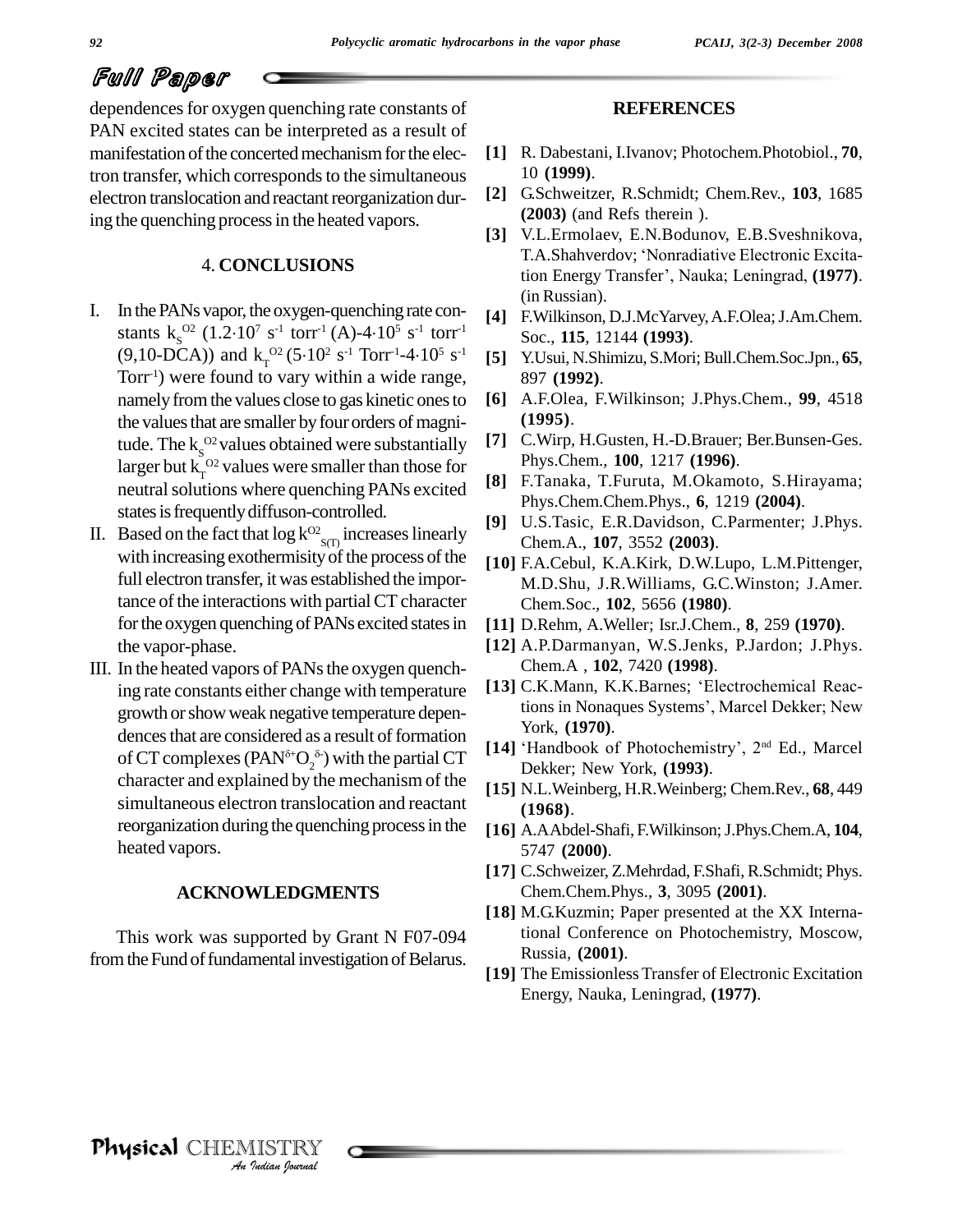dependences for oxygen quenching rate constants of PAN excited states can be interpreted as a result of manifestation of the concerted mechanism for the electron transfer, which corresponds to the simultaneous electron translocation and reactant reorganization during the quenching process in the heated vapors.

## 4. CONCLUSIONS

I. In the PANs vapor, the oxygen-quenching rate constants $k_S^{O2}$ ($1.2 \cdot 10^7$ $s^{-1}$ $torr^{-1}$ (A)-$4 \cdot 10^5$ $s^{-1}$ $torr^{-1}$ (9,10-DCA)) and $k_T^{O2}$ ($5 \cdot 10^2$ $s^{-1}$ $Torr^{-1}$-$4 \cdot 10^5$ $s^{-1}$ $Torr^{-1}$) were found to vary within a wide range, namely from the values close to gas kinetic ones to the values that are smaller by four orders of magnitude. The $k_S^{O2}$ values obtained were substantially larger but $k_T^{O2}$ values were smaller than those for neutral solutions where quenching PANs excited states is frequently diffuson-controlled.

II. Based on the fact that $\log k^{O2}_{S(T)}$ increases linearly with increasing exothermisity of the process of the full electron transfer, it was established the importance of the interactions with partial CT character for the oxygen quenching of PANs excited states in the vapor-phase.

III. In the heated vapors of PANs the oxygen quenching rate constants either change with temperature growth or show weak negative temperature dependences that are considered as a result of formation of CT complexes ($PAN^{\delta+}O_2^{\delta-}$) with the partial CT character and explained by the mechanism of the simultaneous electron translocation and reactant reorganization during the quenching process in the heated vapors.

## ACKNOWLEDGMENTS

This work was supported by Grant N F07-094 from the Fund of fundamental investigation of Belarus.

## REFERENCES

[1] R. Dabestani, I.Ivanov; Photochem.Photobiol., **70**, 10 **(1999)**.

[2] G.Schweitzer, R.Schmidt; Chem.Rev., **103**, 1685 **(2003)** (and Refs therein ).

[3] V.L.Ermolaev, E.N.Bodunov, E.B.Sveshnikova, T.A.Shahverdov; 'Nonradiative Electronic Excitation Energy Transfer', Nauka; Leningrad, **(1977)**. (in Russian).

[4] F.Wilkinson, D.J.McYarvey, A.F.Olea; J.Am.Chem. Soc., **115**, 12144 **(1993)**.

[5] Y.Usui, N.Shimizu, S.Mori; Bull.Chem.Soc.Jpn., **65**, 897 **(1992)**.

[6] A.F.Olea, F.Wilkinson; J.Phys.Chem., **99**, 4518 **(1995)**.

[7] C.Wirp, H.Gusten, H.-D.Brauer; Ber.Bunsen-Ges. Phys.Chem., **100**, 1217 **(1996)**.

[8] F.Tanaka, T.Furuta, M.Okamoto, S.Hirayama; Phys.Chem.Chem.Phys., **6**, 1219 **(2004)**.

[9] U.S.Tasic, E.R.Davidson, C.Parmenter; J.Phys. Chem.A., **107**, 3552 **(2003)**.

[10] F.A.Cebul, K.A.Kirk, D.W.Lupo, L.M.Pittenger, M.D.Shu, J.R.Williams, G.C.Winston; J.Amer. Chem.Soc., **102**, 5656 **(1980)**.

[11] D.Rehm, A.Weller; Isr.J.Chem., **8**, 259 **(1970)**.

[12] A.P.Darmanyan, W.S.Jenks, P.Jardon; J.Phys. Chem.A , **102**, 7420 **(1998)**.

[13] C.K.Mann, K.K.Barnes; 'Electrochemical Reactions in Nonaques Systems', Marcel Dekker; New York, **(1970)**.

[14] 'Handbook of Photochemistry', 2nd Ed., Marcel Dekker; New York, **(1993)**.

[15] N.L.Weinberg, H.R.Weinberg; Chem.Rev., **68**, 449 **(1968)**.

[16] A.A Abdel-Shafi, F.Wilkinson; J.Phys.Chem.A, **104**, 5747 **(2000)**.

[17] C.Schweizer, Z.Mehrdad, F.Shafi, R.Schmidt; Phys. Chem.Chem.Phys., **3**, 3095 **(2001)**.

[18] M.G.Kuzmin; Paper presented at the XX International Conference on Photochemistry, Moscow, Russia, **(2001)**.

[19] The Emissionless Transfer of Electronic Excitation Energy, Nauka, Leningrad, **(1977)**.